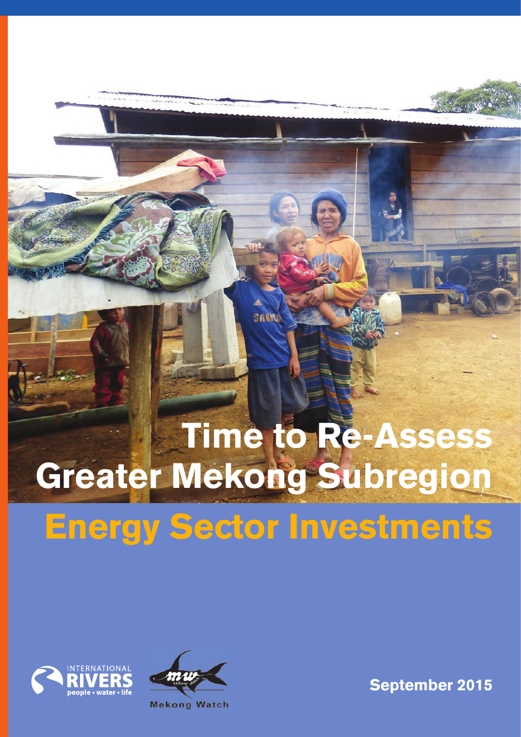# Time to Re-Assess Greater Mekong Subregion Energy Sector Investments

INTERNATIONAL RIVERS
people • water • life

Mekong Watch

September 2015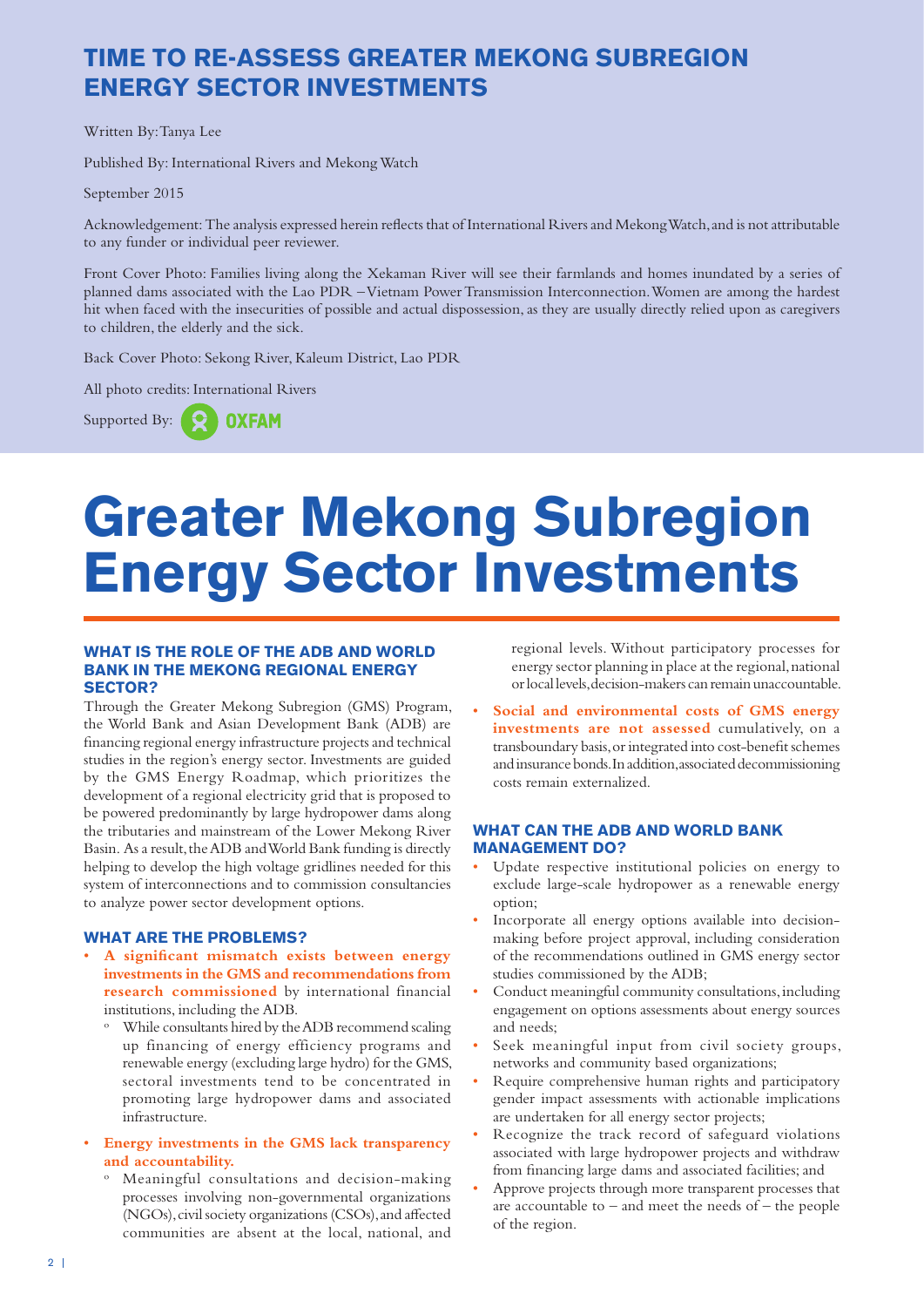## TIME TO RE-ASSESS GREATER MEKONG SUBREGION ENERGY SECTOR INVESTMENTS

Written By: Tanya Lee

Published By: International Rivers and Mekong Watch

September 2015

Acknowledgement: The analysis expressed herein reflects that of International Rivers and Mekong Watch, and is not attributable to any funder or individual peer reviewer.

Front Cover Photo: Families living along the Xekaman River will see their farmlands and homes inundated by a series of planned dams associated with the Lao PDR – Vietnam Power Transmission Interconnection. Women are among the hardest hit when faced with the insecurities of possible and actual dispossession, as they are usually directly relied upon as caregivers to children, the elderly and the sick.

Back Cover Photo: Sekong River, Kaleum District, Lao PDR

All photo credits: International Rivers

Supported By: OXFAM

# Greater Mekong Subregion Energy Sector Investments

### WHAT IS THE ROLE OF THE ADB AND WORLD BANK IN THE MEKONG REGIONAL ENERGY SECTOR?

Through the Greater Mekong Subregion (GMS) Program, the World Bank and Asian Development Bank (ADB) are financing regional energy infrastructure projects and technical studies in the region's energy sector. Investments are guided by the GMS Energy Roadmap, which prioritizes the development of a regional electricity grid that is proposed to be powered predominantly by large hydropower dams along the tributaries and mainstream of the Lower Mekong River Basin. As a result, the ADB and World Bank funding is directly helping to develop the high voltage gridlines needed for this system of interconnections and to commission consultancies to analyze power sector development options.

### WHAT ARE THE PROBLEMS?

- **A significant mismatch exists between energy investments in the GMS and recommendations from research commissioned** by international financial institutions, including the ADB.
  - While consultants hired by the ADB recommend scaling up financing of energy efficiency programs and renewable energy (excluding large hydro) for the GMS, sectoral investments tend to be concentrated in promoting large hydropower dams and associated infrastructure.
- **Energy investments in the GMS lack transparency and accountability.**
  - Meaningful consultations and decision-making processes involving non-governmental organizations (NGOs), civil society organizations (CSOs), and affected communities are absent at the local, national, and regional levels. Without participatory processes for energy sector planning in place at the regional, national or local levels, decision-makers can remain unaccountable.
- **Social and environmental costs of GMS energy investments are not assessed** cumulatively, on a transboundary basis, or integrated into cost-benefit schemes and insurance bonds. In addition, associated decommissioning costs remain externalized.

### WHAT CAN THE ADB AND WORLD BANK MANAGEMENT DO?

- Update respective institutional policies on energy to exclude large-scale hydropower as a renewable energy option;
- Incorporate all energy options available into decision-making before project approval, including consideration of the recommendations outlined in GMS energy sector studies commissioned by the ADB;
- Conduct meaningful community consultations, including engagement on options assessments about energy sources and needs;
- Seek meaningful input from civil society groups, networks and community based organizations;
- Require comprehensive human rights and participatory gender impact assessments with actionable implications are undertaken for all energy sector projects;
- Recognize the track record of safeguard violations associated with large hydropower projects and withdraw from financing large dams and associated facilities; and
- Approve projects through more transparent processes that are accountable to – and meet the needs of – the people of the region.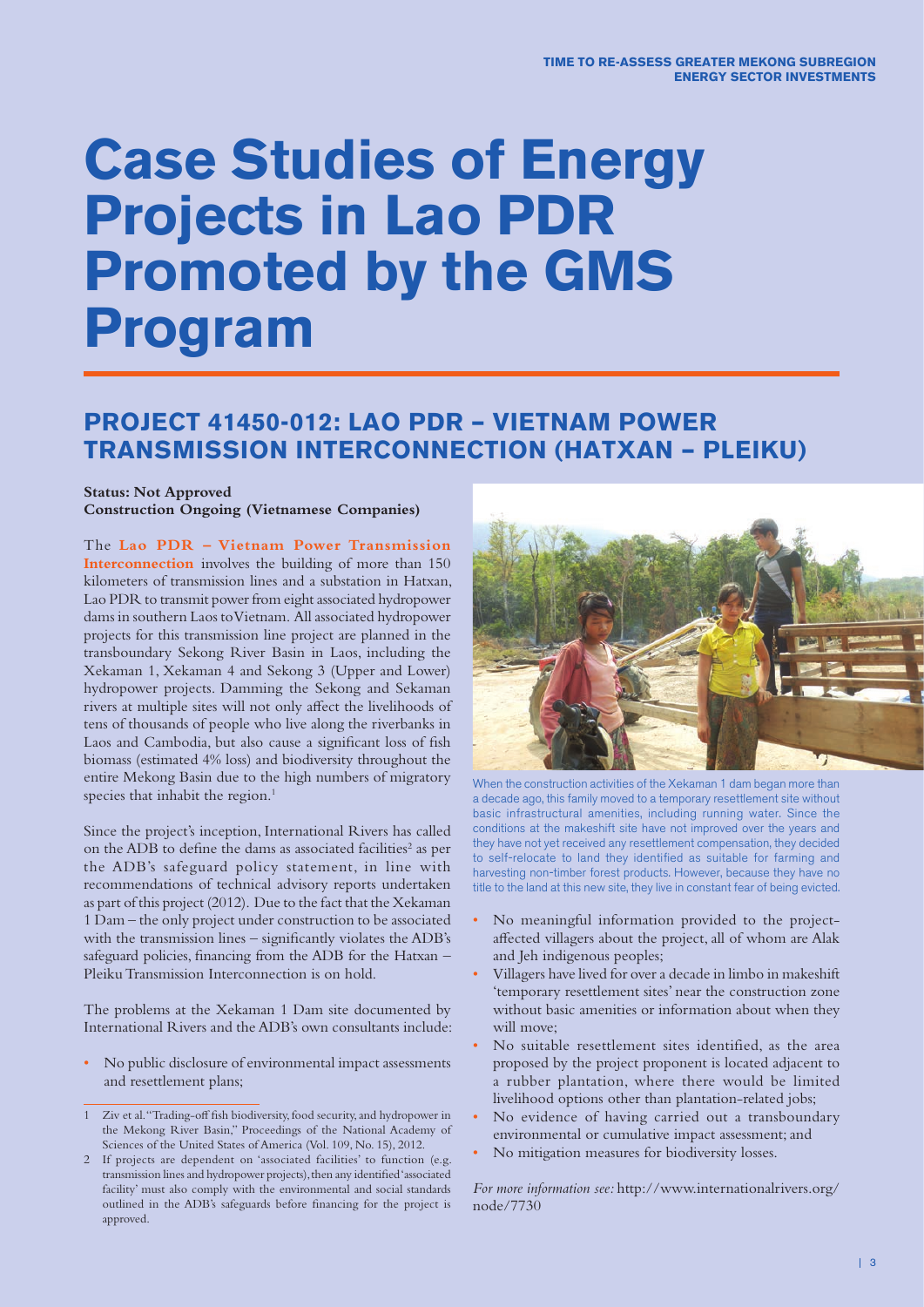# Case Studies of Energy Projects in Lao PDR Promoted by the GMS Program

## PROJECT 41450-012: LAO PDR – VIETNAM POWER TRANSMISSION INTERCONNECTION (HATXAN – PLEIKU)

**Status: Not Approved**
**Construction Ongoing (Vietnamese Companies)**

The **Lao PDR – Vietnam Power Transmission Interconnection** involves the building of more than 150 kilometers of transmission lines and a substation in Hatxan, Lao PDR to transmit power from eight associated hydropower dams in southern Laos to Vietnam. All associated hydropower projects for this transmission line project are planned in the transboundary Sekong River Basin in Laos, including the Xekaman 1, Xekaman 4 and Sekong 3 (Upper and Lower) hydropower projects. Damming the Sekong and Sekaman rivers at multiple sites will not only affect the livelihoods of tens of thousands of people who live along the riverbanks in Laos and Cambodia, but also cause a significant loss of fish biomass (estimated 4% loss) and biodiversity throughout the entire Mekong Basin due to the high numbers of migratory species that inhabit the region.[1]

Since the project's inception, International Rivers has called on the ADB to define the dams as associated facilities[2] as per the ADB's safeguard policy statement, in line with recommendations of technical advisory reports undertaken as part of this project (2012). Due to the fact that the Xekaman 1 Dam – the only project under construction to be associated with the transmission lines – significantly violates the ADB's safeguard policies, financing from the ADB for the Hatxan – Pleiku Transmission Interconnection is on hold.

The problems at the Xekaman 1 Dam site documented by International Rivers and the ADB's own consultants include:

- No public disclosure of environmental impact assessments and resettlement plans;
- No meaningful information provided to the project-affected villagers about the project, all of whom are Alak and Jeh indigenous peoples;
- Villagers have lived for over a decade in limbo in makeshift 'temporary resettlement sites' near the construction zone without basic amenities or information about when they will move;
- No suitable resettlement sites identified, as the area proposed by the project proponent is located adjacent to a rubber plantation, where there would be limited livelihood options other than plantation-related jobs;
- No evidence of having carried out a transboundary environmental or cumulative impact assessment; and
- No mitigation measures for biodiversity losses.

When the construction activities of the Xekaman 1 dam began more than a decade ago, this family moved to a temporary resettlement site without basic infrastructural amenities, including running water. Since the conditions at the makeshift site have not improved over the years and they have not yet received any resettlement compensation, they decided to self-relocate to land they identified as suitable for farming and harvesting non-timber forest products. However, because they have no title to the land at this new site, they live in constant fear of being evicted.

*For more information see:* http://www.internationalrivers.org/node/7730

---

1 Ziv et al. "Trading-off fish biodiversity, food security, and hydropower in the Mekong River Basin," Proceedings of the National Academy of Sciences of the United States of America (Vol. 109, No. 15), 2012.

2 If projects are dependent on 'associated facilities' to function (e.g. transmission lines and hydropower projects), then any identified 'associated facility' must also comply with the environmental and social standards outlined in the ADB's safeguards before financing for the project is approved.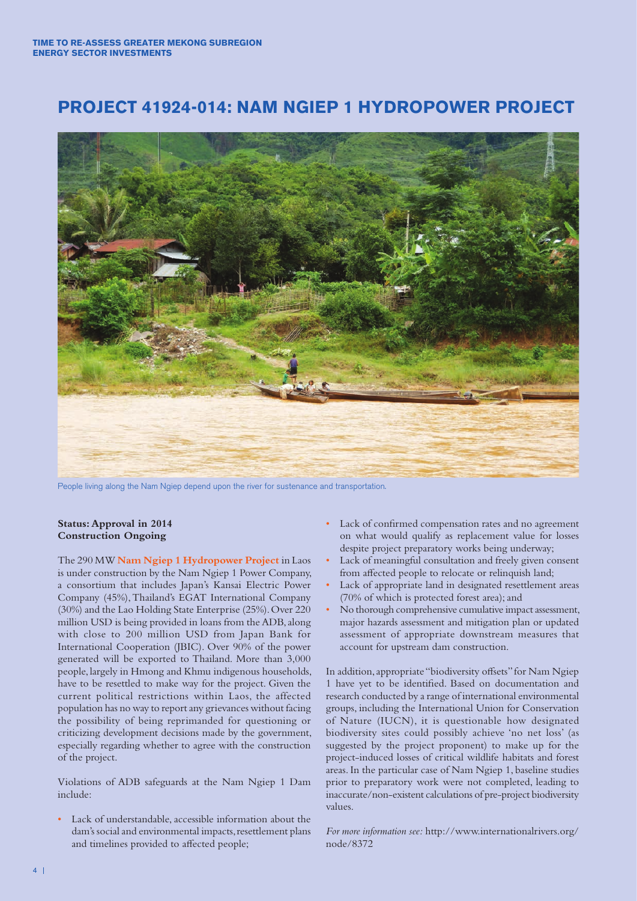# PROJECT 41924-014: NAM NGIEP 1 HYDROPOWER PROJECT

People living along the Nam Ngiep depend upon the river for sustenance and transportation.

**Status: Approval in 2014**
**Construction Ongoing**

The 290 MW **Nam Ngiep 1 Hydropower Project** in Laos is under construction by the Nam Ngiep 1 Power Company, a consortium that includes Japan's Kansai Electric Power Company (45%), Thailand's EGAT International Company (30%) and the Lao Holding State Enterprise (25%). Over 220 million USD is being provided in loans from the ADB, along with close to 200 million USD from Japan Bank for International Cooperation (JBIC). Over 90% of the power generated will be exported to Thailand. More than 3,000 people, largely in Hmong and Khmu indigenous households, have to be resettled to make way for the project. Given the current political restrictions within Laos, the affected population has no way to report any grievances without facing the possibility of being reprimanded for questioning or criticizing development decisions made by the government, especially regarding whether to agree with the construction of the project.

Violations of ADB safeguards at the Nam Ngiep 1 Dam include:

- Lack of understandable, accessible information about the dam's social and environmental impacts, resettlement plans and timelines provided to affected people;
- Lack of confirmed compensation rates and no agreement on what would qualify as replacement value for losses despite project preparatory works being underway;
- Lack of meaningful consultation and freely given consent from affected people to relocate or relinquish land;
- Lack of appropriate land in designated resettlement areas (70% of which is protected forest area); and
- No thorough comprehensive cumulative impact assessment, major hazards assessment and mitigation plan or updated assessment of appropriate downstream measures that account for upstream dam construction.

In addition, appropriate "biodiversity offsets" for Nam Ngiep 1 have yet to be identified. Based on documentation and research conducted by a range of international environmental groups, including the International Union for Conservation of Nature (IUCN), it is questionable how designated biodiversity sites could possibly achieve 'no net loss' (as suggested by the project proponent) to make up for the project-induced losses of critical wildlife habitats and forest areas. In the particular case of Nam Ngiep 1, baseline studies prior to preparatory work were not completed, leading to inaccurate/non-existent calculations of pre-project biodiversity values.

*For more information see:* http://www.internationalrivers.org/node/8372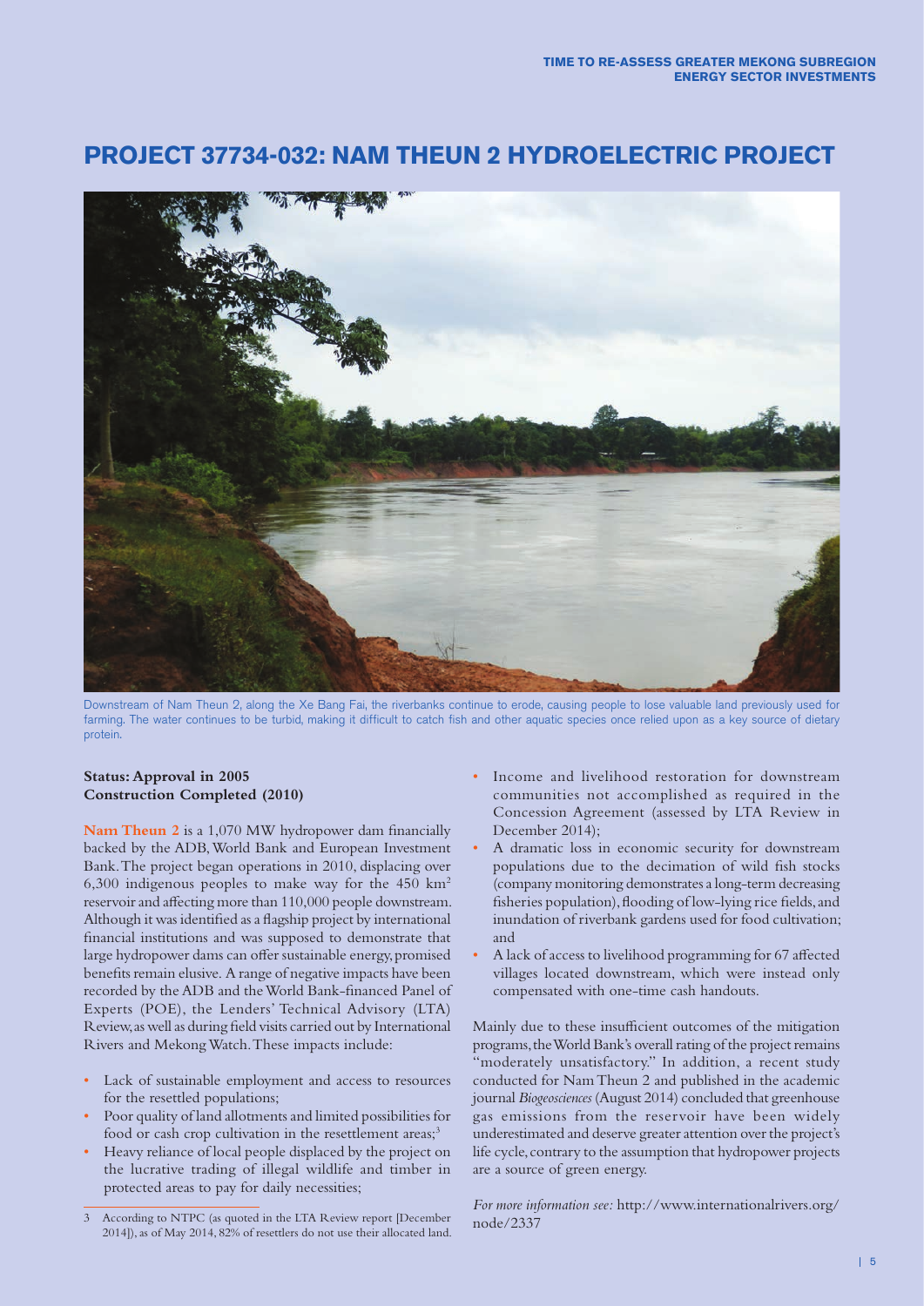# PROJECT 37734-032: NAM THEUN 2 HYDROELECTRIC PROJECT

Downstream of Nam Theun 2, along the Xe Bang Fai, the riverbanks continue to erode, causing people to lose valuable land previously used for farming. The water continues to be turbid, making it difficult to catch fish and other aquatic species once relied upon as a key source of dietary protein.

**Status: Approval in 2005**
**Construction Completed (2010)**

**Nam Theun 2** is a 1,070 MW hydropower dam financially backed by the ADB, World Bank and European Investment Bank. The project began operations in 2010, displacing over 6,300 indigenous peoples to make way for the 450 km$^2$ reservoir and affecting more than 110,000 people downstream. Although it was identified as a flagship project by international financial institutions and was supposed to demonstrate that large hydropower dams can offer sustainable energy, promised benefits remain elusive. A range of negative impacts have been recorded by the ADB and the World Bank-financed Panel of Experts (POE), the Lenders' Technical Advisory (LTA) Review, as well as during field visits carried out by International Rivers and Mekong Watch. These impacts include:

- Lack of sustainable employment and access to resources for the resettled populations;
- Poor quality of land allotments and limited possibilities for food or cash crop cultivation in the resettlement areas;[3]
- Heavy reliance of local people displaced by the project on the lucrative trading of illegal wildlife and timber in protected areas to pay for daily necessities;
- Income and livelihood restoration for downstream communities not accomplished as required in the Concession Agreement (assessed by LTA Review in December 2014);
- A dramatic loss in economic security for downstream populations due to the decimation of wild fish stocks (company monitoring demonstrates a long-term decreasing fisheries population), flooding of low-lying rice fields, and inundation of riverbank gardens used for food cultivation; and
- A lack of access to livelihood programming for 67 affected villages located downstream, which were instead only compensated with one-time cash handouts.

Mainly due to these insufficient outcomes of the mitigation programs, the World Bank's overall rating of the project remains "moderately unsatisfactory." In addition, a recent study conducted for Nam Theun 2 and published in the academic journal *Biogeosciences* (August 2014) concluded that greenhouse gas emissions from the reservoir have been widely underestimated and deserve greater attention over the project's life cycle, contrary to the assumption that hydropower projects are a source of green energy.

*For more information see:* http://www.internationalrivers.org/node/2337

3 According to NTPC (as quoted in the LTA Review report [December 2014]), as of May 2014, 82% of resettlers do not use their allocated land.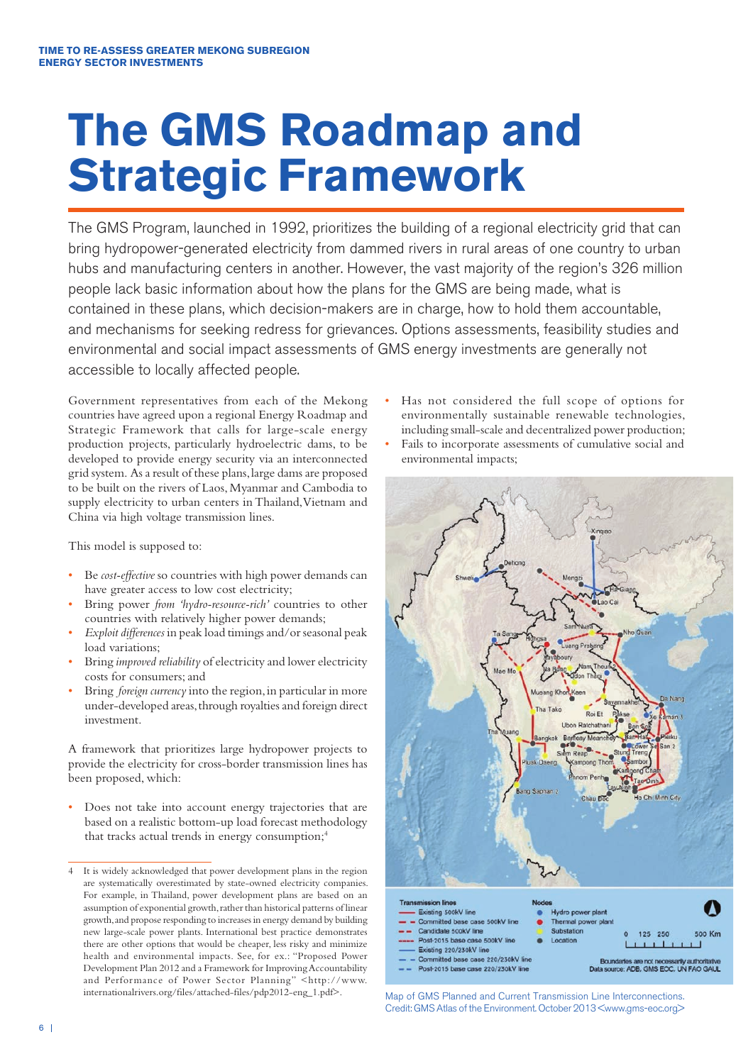# The GMS Roadmap and Strategic Framework

The GMS Program, launched in 1992, prioritizes the building of a regional electricity grid that can bring hydropower-generated electricity from dammed rivers in rural areas of one country to urban hubs and manufacturing centers in another. However, the vast majority of the region's 326 million people lack basic information about how the plans for the GMS are being made, what is contained in these plans, which decision-makers are in charge, how to hold them accountable, and mechanisms for seeking redress for grievances. Options assessments, feasibility studies and environmental and social impact assessments of GMS energy investments are generally not accessible to locally affected people.

Government representatives from each of the Mekong countries have agreed upon a regional Energy Roadmap and Strategic Framework that calls for large-scale energy production projects, particularly hydroelectric dams, to be developed to provide energy security via an interconnected grid system. As a result of these plans, large dams are proposed to be built on the rivers of Laos, Myanmar and Cambodia to supply electricity to urban centers in Thailand, Vietnam and China via high voltage transmission lines.

This model is supposed to:

- Be *cost-effective* so countries with high power demands can have greater access to low cost electricity;
- Bring power *from 'hydro-resource-rich'* countries to other countries with relatively higher power demands;
- *Exploit differences* in peak load timings and/or seasonal peak load variations;
- Bring *improved reliability* of electricity and lower electricity costs for consumers; and
- Bring *foreign currency* into the region, in particular in more under-developed areas, through royalties and foreign direct investment.

A framework that prioritizes large hydropower projects to provide the electricity for cross-border transmission lines has been proposed, which:

- Does not take into account energy trajectories that are based on a realistic bottom-up load forecast methodology that tracks actual trends in energy consumption;[4]
- Has not considered the full scope of options for environmentally sustainable renewable technologies, including small-scale and decentralized power production;
- Fails to incorporate assessments of cumulative social and environmental impacts;

Map of GMS Planned and Current Transmission Line Interconnections. Credit: GMS Atlas of the Environment. October 2013 <www.gms-eoc.org>

4 It is widely acknowledged that power development plans in the region are systematically overestimated by state-owned electricity companies. For example, in Thailand, power development plans are based on an assumption of exponential growth, rather than historical patterns of linear growth, and propose responding to increases in energy demand by building new large-scale power plants. International best practice demonstrates there are other options that would be cheaper, less risky and minimize health and environmental impacts. See, for ex.: "Proposed Power Development Plan 2012 and a Framework for Improving Accountability and Performance of Power Sector Planning" <http://www.internationalrivers.org/files/attached-files/pdp2012-eng_1.pdf>.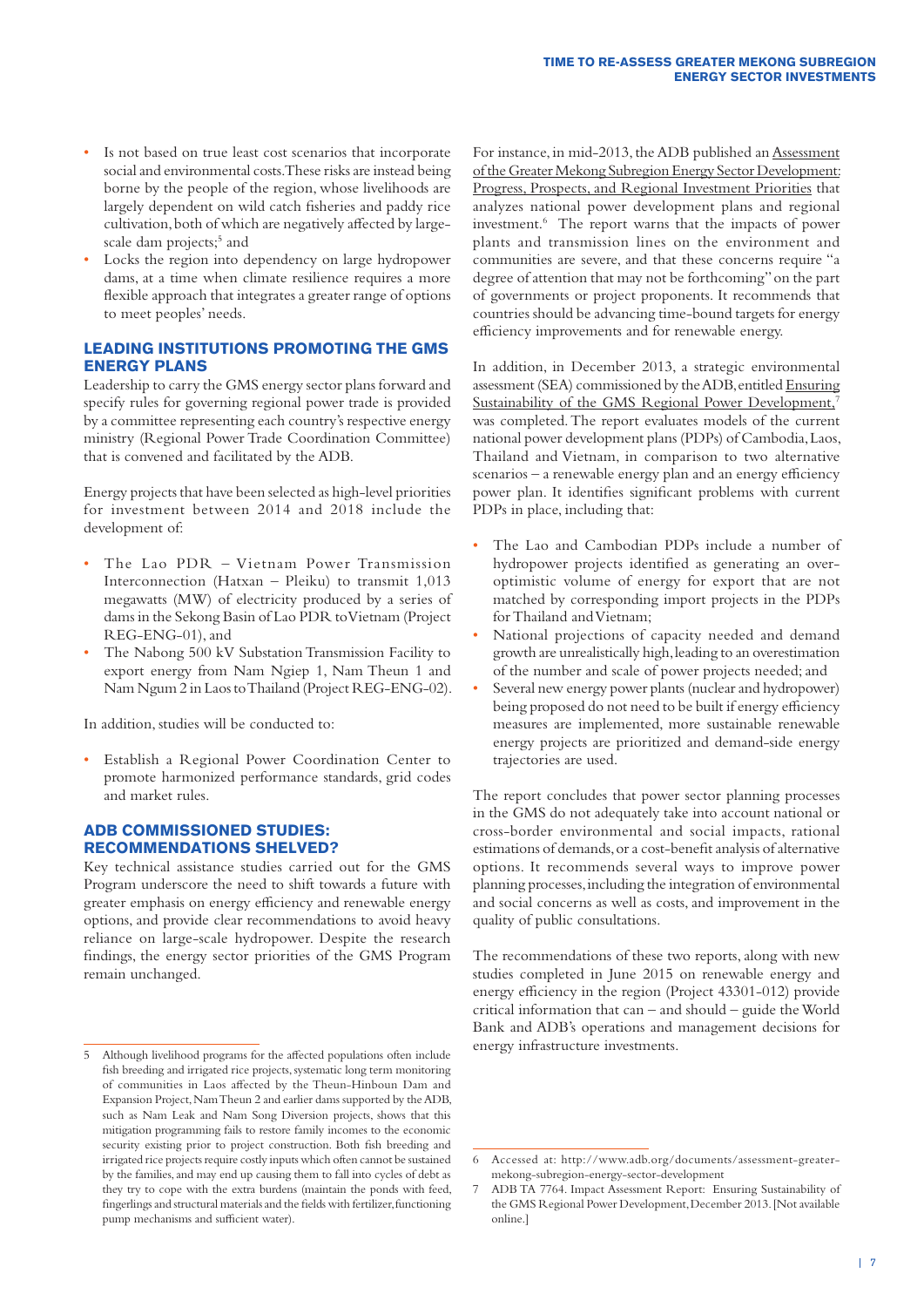- Is not based on true least cost scenarios that incorporate social and environmental costs. These risks are instead being borne by the people of the region, whose livelihoods are largely dependent on wild catch fisheries and paddy rice cultivation, both of which are negatively affected by large-scale dam projects;[5] and
- Locks the region into dependency on large hydropower dams, at a time when climate resilience requires a more flexible approach that integrates a greater range of options to meet peoples' needs.

## LEADING INSTITUTIONS PROMOTING THE GMS ENERGY PLANS

Leadership to carry the GMS energy sector plans forward and specify rules for governing regional power trade is provided by a committee representing each country's respective energy ministry (Regional Power Trade Coordination Committee) that is convened and facilitated by the ADB.

Energy projects that have been selected as high-level priorities for investment between 2014 and 2018 include the development of:

- The Lao PDR – Vietnam Power Transmission Interconnection (Hatxan – Pleiku) to transmit 1,013 megawatts (MW) of electricity produced by a series of dams in the Sekong Basin of Lao PDR to Vietnam (Project REG-ENG-01), and
- The Nabong 500 kV Substation Transmission Facility to export energy from Nam Ngiep 1, Nam Theun 1 and Nam Ngum 2 in Laos to Thailand (Project REG-ENG-02).

In addition, studies will be conducted to:

- Establish a Regional Power Coordination Center to promote harmonized performance standards, grid codes and market rules.

## ADB COMMISSIONED STUDIES: RECOMMENDATIONS SHELVED?

Key technical assistance studies carried out for the GMS Program underscore the need to shift towards a future with greater emphasis on energy efficiency and renewable energy options, and provide clear recommendations to avoid heavy reliance on large-scale hydropower. Despite the research findings, the energy sector priorities of the GMS Program remain unchanged.

For instance, in mid-2013, the ADB published an Assessment of the Greater Mekong Subregion Energy Sector Development: Progress, Prospects, and Regional Investment Priorities that analyzes national power development plans and regional investment.[6] The report warns that the impacts of power plants and transmission lines on the environment and communities are severe, and that these concerns require "a degree of attention that may not be forthcoming" on the part of governments or project proponents. It recommends that countries should be advancing time-bound targets for energy efficiency improvements and for renewable energy.

In addition, in December 2013, a strategic environmental assessment (SEA) commissioned by the ADB, entitled Ensuring Sustainability of the GMS Regional Power Development,[7] was completed. The report evaluates models of the current national power development plans (PDPs) of Cambodia, Laos, Thailand and Vietnam, in comparison to two alternative scenarios – a renewable energy plan and an energy efficiency power plan. It identifies significant problems with current PDPs in place, including that:

- The Lao and Cambodian PDPs include a number of hydropower projects identified as generating an over-optimistic volume of energy for export that are not matched by corresponding import projects in the PDPs for Thailand and Vietnam;
- National projections of capacity needed and demand growth are unrealistically high, leading to an overestimation of the number and scale of power projects needed; and
- Several new energy power plants (nuclear and hydropower) being proposed do not need to be built if energy efficiency measures are implemented, more sustainable renewable energy projects are prioritized and demand-side energy trajectories are used.

The report concludes that power sector planning processes in the GMS do not adequately take into account national or cross-border environmental and social impacts, rational estimations of demands, or a cost-benefit analysis of alternative options. It recommends several ways to improve power planning processes, including the integration of environmental and social concerns as well as costs, and improvement in the quality of public consultations.

The recommendations of these two reports, along with new studies completed in June 2015 on renewable energy and energy efficiency in the region (Project 43301-012) provide critical information that can – and should – guide the World Bank and ADB's operations and management decisions for energy infrastructure investments.

---

5 Although livelihood programs for the affected populations often include fish breeding and irrigated rice projects, systematic long term monitoring of communities in Laos affected by the Theun-Hinboun Dam and Expansion Project, Nam Theun 2 and earlier dams supported by the ADB, such as Nam Leak and Nam Song Diversion projects, shows that this mitigation programming fails to restore family incomes to the economic security existing prior to project construction. Both fish breeding and irrigated rice projects require costly inputs which often cannot be sustained by the families, and may end up causing them to fall into cycles of debt as they try to cope with the extra burdens (maintain the ponds with feed, fingerlings and structural materials and the fields with fertilizer, functioning pump mechanisms and sufficient water).

6 Accessed at: http://www.adb.org/documents/assessment-greater-mekong-subregion-energy-sector-development

7 ADB TA 7764. Impact Assessment Report: Ensuring Sustainability of the GMS Regional Power Development, December 2013. [Not available online.]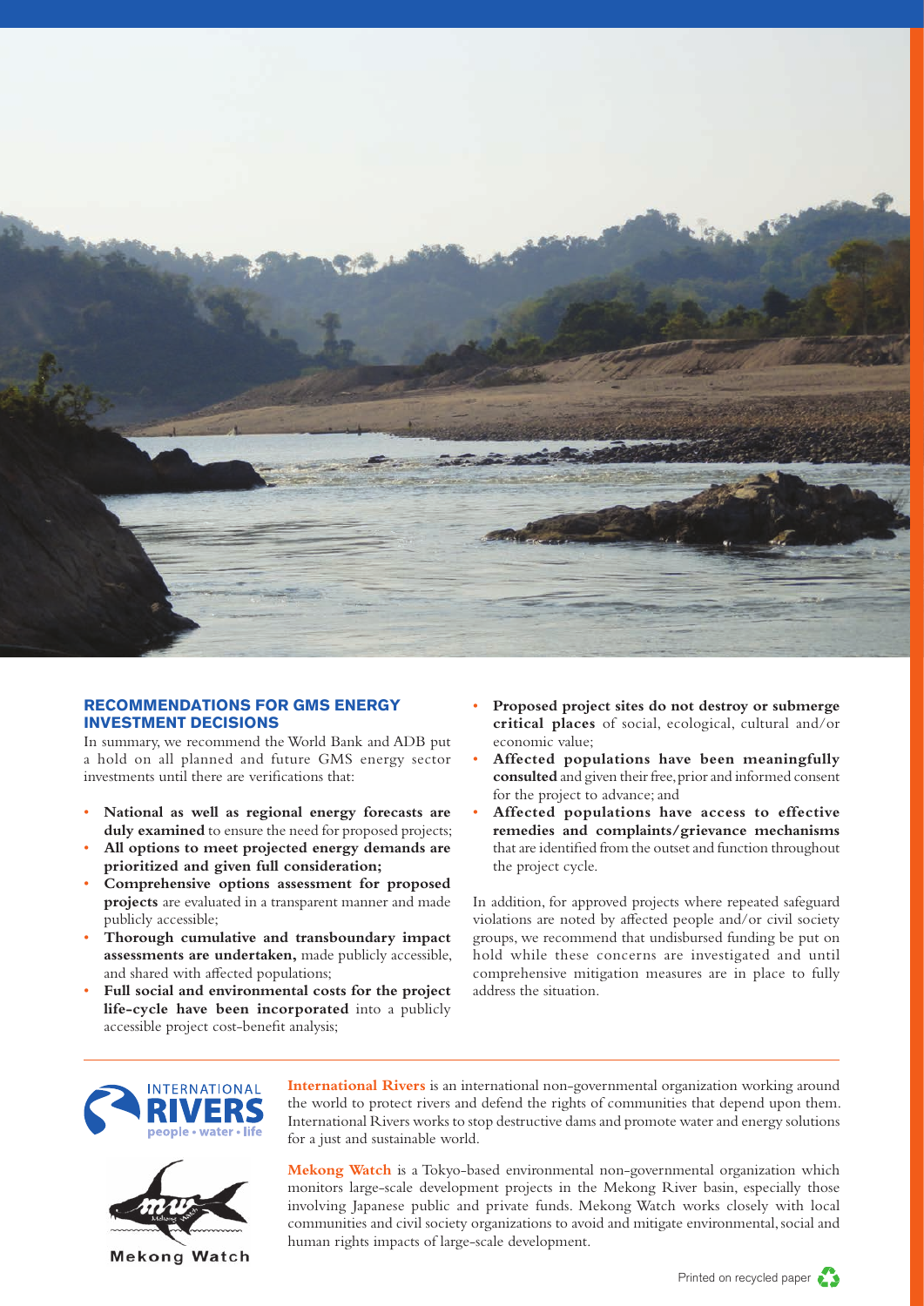## RECOMMENDATIONS FOR GMS ENERGY INVESTMENT DECISIONS

In summary, we recommend the World Bank and ADB put a hold on all planned and future GMS energy sector investments until there are verifications that:

- **National as well as regional energy forecasts are duly examined** to ensure the need for proposed projects;
- **All options to meet projected energy demands are prioritized and given full consideration;**
- **Comprehensive options assessment for proposed projects** are evaluated in a transparent manner and made publicly accessible;
- **Thorough cumulative and transboundary impact assessments are undertaken,** made publicly accessible, and shared with affected populations;
- **Full social and environmental costs for the project life-cycle have been incorporated** into a publicly accessible project cost-benefit analysis;
- **Proposed project sites do not destroy or submerge critical places** of social, ecological, cultural and/or economic value;
- **Affected populations have been meaningfully consulted** and given their free, prior and informed consent for the project to advance; and
- **Affected populations have access to effective remedies and complaints/grievance mechanisms** that are identified from the outset and function throughout the project cycle.

In addition, for approved projects where repeated safeguard violations are noted by affected people and/or civil society groups, we recommend that undisbursed funding be put on hold while these concerns are investigated and until comprehensive mitigation measures are in place to fully address the situation.

---

INTERNATIONAL RIVERS
people • water • life

**International Rivers** is an international non-governmental organization working around the world to protect rivers and defend the rights of communities that depend upon them. International Rivers works to stop destructive dams and promote water and energy solutions for a just and sustainable world.

Mekong Watch

**Mekong Watch** is a Tokyo-based environmental non-governmental organization which monitors large-scale development projects in the Mekong River basin, especially those involving Japanese public and private funds. Mekong Watch works closely with local communities and civil society organizations to avoid and mitigate environmental, social and human rights impacts of large-scale development.

Printed on recycled paper